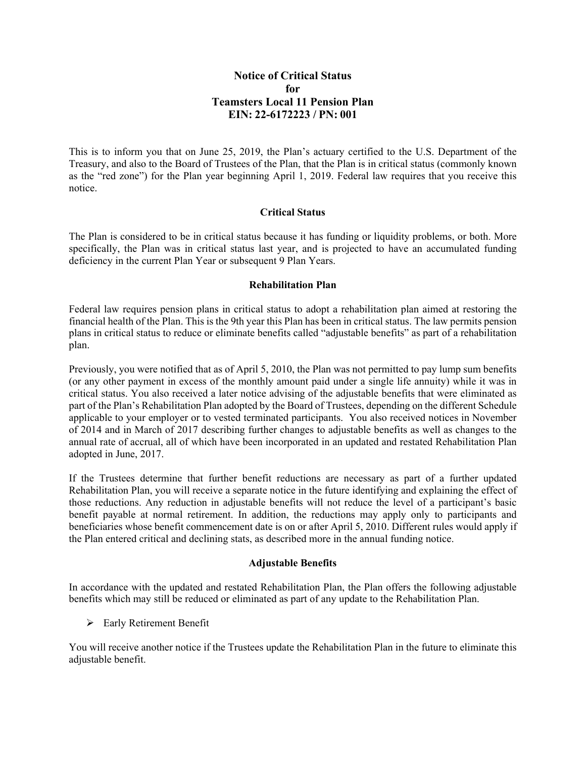# Notice of Critical Status
# for
# Teamsters Local 11 Pension Plan
# EIN: 22-6172223 / PN: 001

This is to inform you that on June 25, 2019, the Plan's actuary certified to the U.S. Department of the Treasury, and also to the Board of Trustees of the Plan, that the Plan is in critical status (commonly known as the "red zone") for the Plan year beginning April 1, 2019. Federal law requires that you receive this notice.

## Critical Status

The Plan is considered to be in critical status because it has funding or liquidity problems, or both. More specifically, the Plan was in critical status last year, and is projected to have an accumulated funding deficiency in the current Plan Year or subsequent 9 Plan Years.

## Rehabilitation Plan

Federal law requires pension plans in critical status to adopt a rehabilitation plan aimed at restoring the financial health of the Plan. This is the 9th year this Plan has been in critical status. The law permits pension plans in critical status to reduce or eliminate benefits called "adjustable benefits" as part of a rehabilitation plan.

Previously, you were notified that as of April 5, 2010, the Plan was not permitted to pay lump sum benefits (or any other payment in excess of the monthly amount paid under a single life annuity) while it was in critical status. You also received a later notice advising of the adjustable benefits that were eliminated as part of the Plan's Rehabilitation Plan adopted by the Board of Trustees, depending on the different Schedule applicable to your employer or to vested terminated participants. You also received notices in November of 2014 and in March of 2017 describing further changes to adjustable benefits as well as changes to the annual rate of accrual, all of which have been incorporated in an updated and restated Rehabilitation Plan adopted in June, 2017.

If the Trustees determine that further benefit reductions are necessary as part of a further updated Rehabilitation Plan, you will receive a separate notice in the future identifying and explaining the effect of those reductions. Any reduction in adjustable benefits will not reduce the level of a participant's basic benefit payable at normal retirement. In addition, the reductions may apply only to participants and beneficiaries whose benefit commencement date is on or after April 5, 2010. Different rules would apply if the Plan entered critical and declining stats, as described more in the annual funding notice.

## Adjustable Benefits

In accordance with the updated and restated Rehabilitation Plan, the Plan offers the following adjustable benefits which may still be reduced or eliminated as part of any update to the Rehabilitation Plan.

- Early Retirement Benefit

You will receive another notice if the Trustees update the Rehabilitation Plan in the future to eliminate this adjustable benefit.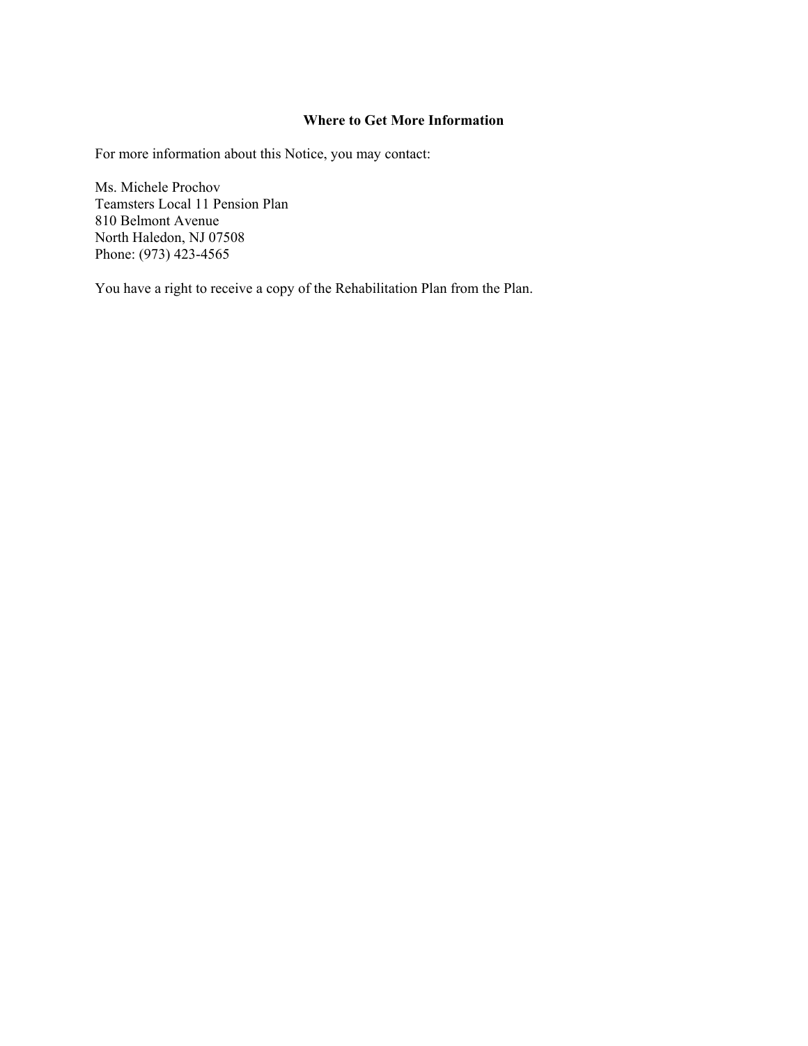## Where to Get More Information

For more information about this Notice, you may contact:

Ms. Michele Prochov  
Teamsters Local 11 Pension Plan  
810 Belmont Avenue  
North Haledon, NJ 07508  
Phone: (973) 423-4565

You have a right to receive a copy of the Rehabilitation Plan from the Plan.